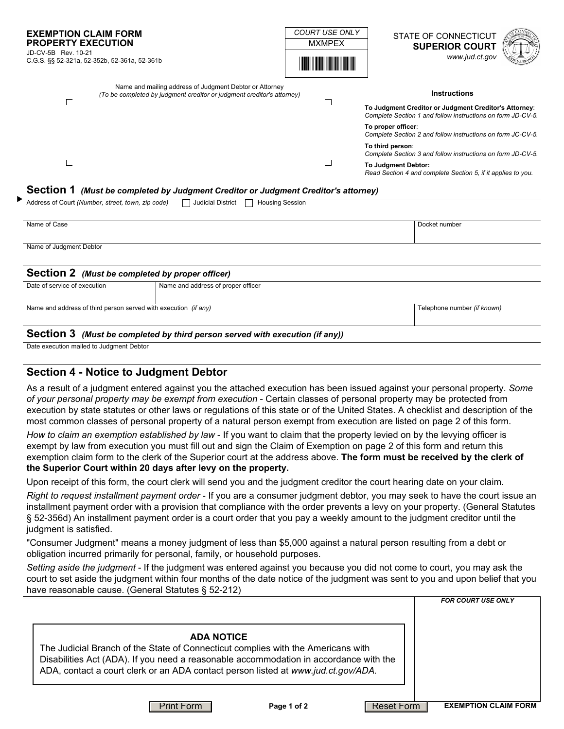**EXEMPTION CLAIM FORM**
**PROPERTY EXECUTION**

JD-CV-5B Rev. 10-21
C.G.S. §§ 52-321a, 52-352b, 52-361a, 52-361b

| COURT USE ONLY |
|---|
| MXMPEX |

STATE OF CONNECTICUT
**SUPERIOR COURT**
*www.jud.ct.gov*

Name and mailing address of Judgment Debtor or Attorney
*(To be completed by judgment creditor or judgment creditor's attorney)*

**Instructions**

**To Judgment Creditor or Judgment Creditor's Attorney**: *Complete Section 1 and follow instructions on form JD-CV-5.*

**To proper officer**: *Complete Section 2 and follow instructions on form JC-CV-5.*

**To third person**: *Complete Section 3 and follow instructions on form JD-CV-5.*

**To Judgment Debtor:** *Read Section 4 and complete Section 5, if it applies to you.*

## Section 1 *(Must be completed by Judgment Creditor or Judgment Creditor's attorney)*

Address of Court *(Number, street, town, zip code)* ☐ Judicial District ☐ Housing Session

| Name of Case | Docket number |
|---|---|
| | |

Name of Judgment Debtor

## Section 2 *(Must be completed by proper officer)*

| Date of service of execution | Name and address of proper officer |
|---|---|
| | |

| Name and address of third person served with execution *(if any)* | Telephone number *(if known)* |
|---|---|
| | |

## Section 3 *(Must be completed by third person served with execution (if any))*

Date execution mailed to Judgment Debtor

## Section 4 - Notice to Judgment Debtor

As a result of a judgment entered against you the attached execution has been issued against your personal property. *Some of your personal property may be exempt from execution* - Certain classes of personal property may be protected from execution by state statutes or other laws or regulations of this state or of the United States. A checklist and description of the most common classes of personal property of a natural person exempt from execution are listed on page 2 of this form.

*How to claim an exemption established by law* - If you want to claim that the property levied on by the levying officer is exempt by law from execution you must fill out and sign the Claim of Exemption on page 2 of this form and return this exemption claim form to the clerk of the Superior court at the address above. **The form must be received by the clerk of the Superior Court within 20 days after levy on the property.**

Upon receipt of this form, the court clerk will send you and the judgment creditor the court hearing date on your claim.

*Right to request installment payment order* - If you are a consumer judgment debtor, you may seek to have the court issue an installment payment order with a provision that compliance with the order prevents a levy on your property. (General Statutes § 52-356d) An installment payment order is a court order that you pay a weekly amount to the judgment creditor until the judgment is satisfied.

"Consumer Judgment" means a money judgment of less than $5,000 against a natural person resulting from a debt or obligation incurred primarily for personal, family, or household purposes.

*Setting aside the judgment* - If the judgment was entered against you because you did not come to court, you may ask the court to set aside the judgment within four months of the date notice of the judgment was sent to you and upon belief that you have reasonable cause. (General Statutes § 52-212)

*FOR COURT USE ONLY*

**ADA NOTICE**

The Judicial Branch of the State of Connecticut complies with the Americans with Disabilities Act (ADA). If you need a reasonable accommodation in accordance with the ADA, contact a court clerk or an ADA contact person listed at *www.jud.ct.gov/ADA.*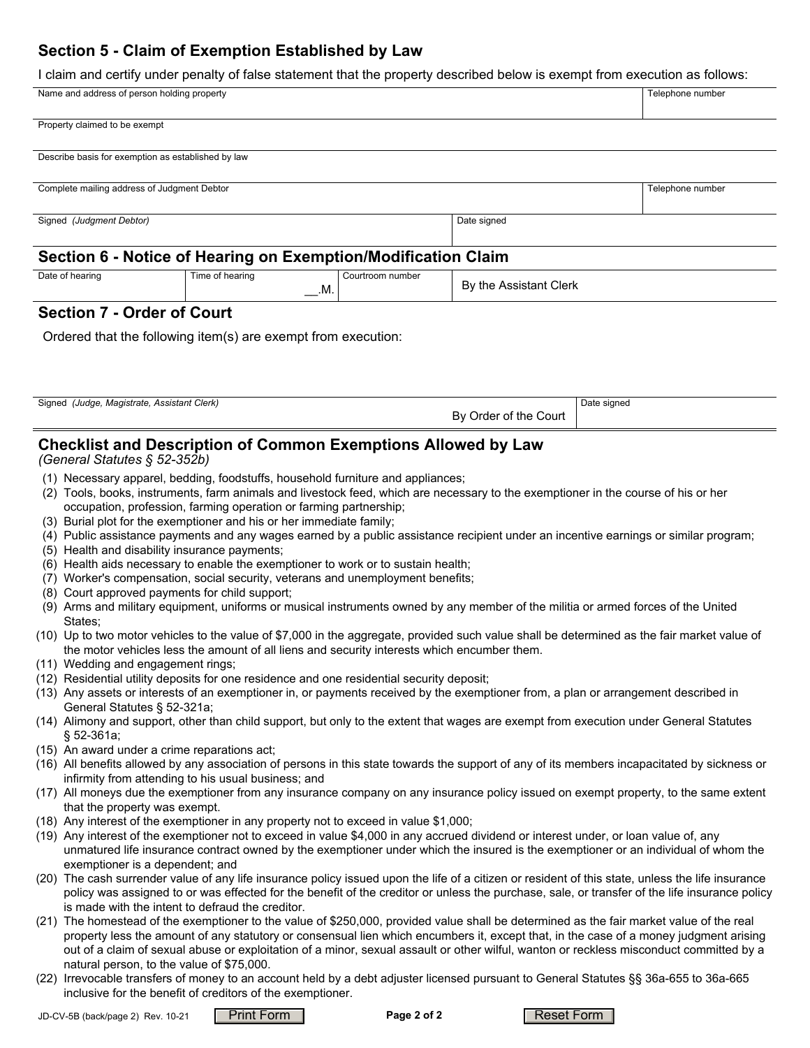## Section 5 - Claim of Exemption Established by Law

I claim and certify under penalty of false statement that the property described below is exempt from execution as follows:

| | |
|---|---|
| Name and address of person holding property | Telephone number |
| Property claimed to be exempt | |
| Describe basis for exemption as established by law | |
| Complete mailing address of Judgment Debtor | Telephone number |
| Signed *(Judgment Debtor)* | Date signed |

## Section 6 - Notice of Hearing on Exemption/Modification Claim

| Date of hearing | Time of hearing | Courtroom number | |
|---|---|---|---|
| | __.M. | | By the Assistant Clerk |

## Section 7 - Order of Court

Ordered that the following item(s) are exempt from execution:

| | |
|---|---|
| Signed *(Judge, Magistrate, Assistant Clerk)* By Order of the Court | Date signed |

## Checklist and Description of Common Exemptions Allowed by Law

*(General Statutes § 52-352b)*

(1) Necessary apparel, bedding, foodstuffs, household furniture and appliances;

(2) Tools, books, instruments, farm animals and livestock feed, which are necessary to the exemptioner in the course of his or her occupation, profession, farming operation or farming partnership;

(3) Burial plot for the exemptioner and his or her immediate family;

(4) Public assistance payments and any wages earned by a public assistance recipient under an incentive earnings or similar program;

(5) Health and disability insurance payments;

(6) Health aids necessary to enable the exemptioner to work or to sustain health;

(7) Worker's compensation, social security, veterans and unemployment benefits;

(8) Court approved payments for child support;

(9) Arms and military equipment, uniforms or musical instruments owned by any member of the militia or armed forces of the United States;

(10) Up to two motor vehicles to the value of $7,000 in the aggregate, provided such value shall be determined as the fair market value of the motor vehicles less the amount of all liens and security interests which encumber them.

(11) Wedding and engagement rings;

(12) Residential utility deposits for one residence and one residential security deposit;

(13) Any assets or interests of an exemptioner in, or payments received by the exemptioner from, a plan or arrangement described in General Statutes § 52-321a;

(14) Alimony and support, other than child support, but only to the extent that wages are exempt from execution under General Statutes § 52-361a;

(15) An award under a crime reparations act;

(16) All benefits allowed by any association of persons in this state towards the support of any of its members incapacitated by sickness or infirmity from attending to his usual business; and

(17) All moneys due the exemptioner from any insurance company on any insurance policy issued on exempt property, to the same extent that the property was exempt.

(18) Any interest of the exemptioner in any property not to exceed in value $1,000;

(19) Any interest of the exemptioner not to exceed in value $4,000 in any accrued dividend or interest under, or loan value of, any unmatured life insurance contract owned by the exemptioner under which the insured is the exemptioner or an individual of whom the exemptioner is a dependent; and

(20) The cash surrender value of any life insurance policy issued upon the life of a citizen or resident of this state, unless the life insurance policy was assigned to or was effected for the benefit of the creditor or unless the purchase, sale, or transfer of the life insurance policy is made with the intent to defraud the creditor.

(21) The homestead of the exemptioner to the value of $250,000, provided value shall be determined as the fair market value of the real property less the amount of any statutory or consensual lien which encumbers it, except that, in the case of a money judgment arising out of a claim of sexual abuse or exploitation of a minor, sexual assault or other wilful, wanton or reckless misconduct committed by a natural person, to the value of $75,000.

(22) Irrevocable transfers of money to an account held by a debt adjuster licensed pursuant to General Statutes §§ 36a-655 to 36a-665 inclusive for the benefit of creditors of the exemptioner.

JD-CV-5B (back/page 2) Rev. 10-21